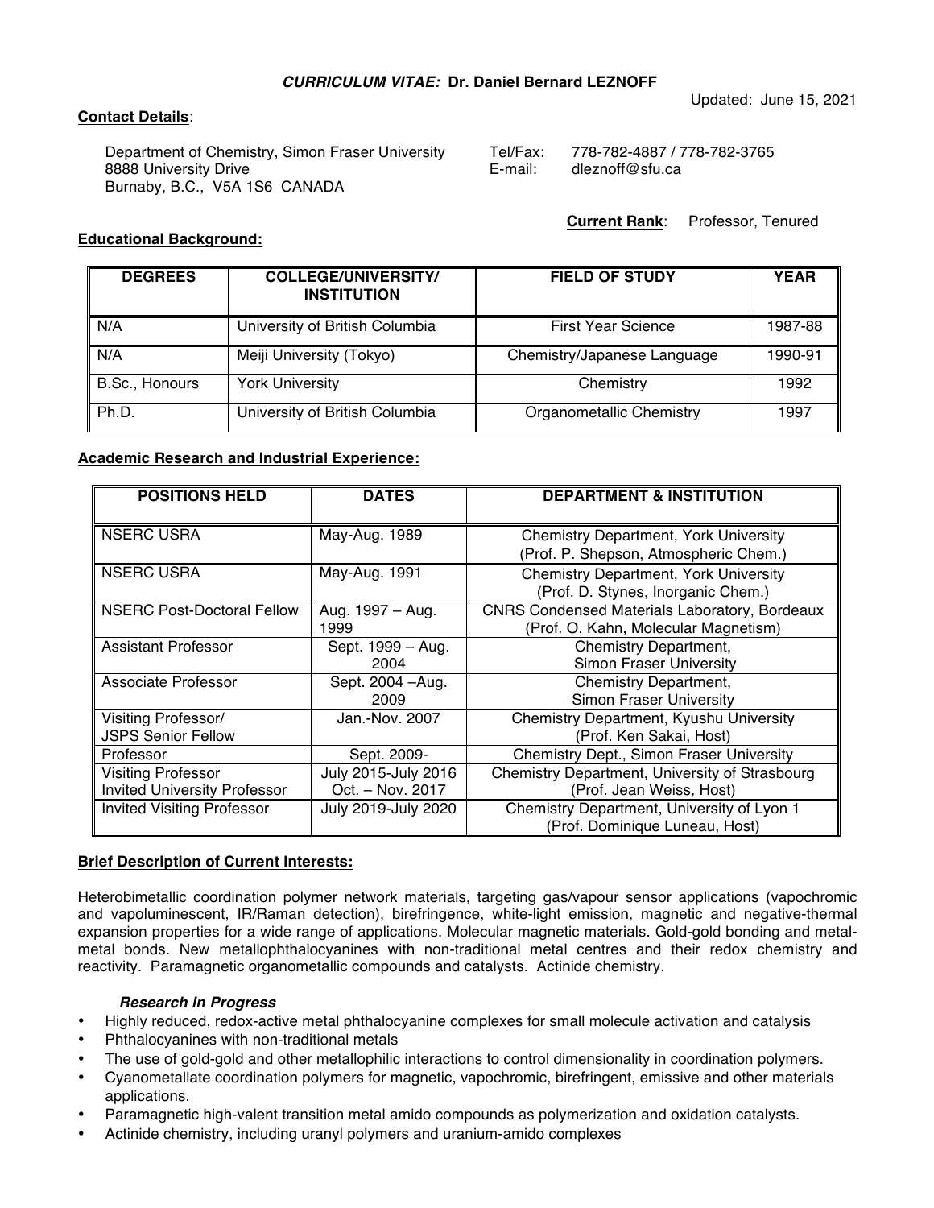***CURRICULUM VITAE:* Dr. Daniel Bernard LEZNOFF**

Updated: June 15, 2021

**Contact Details**:

Department of Chemistry, Simon Fraser University
8888 University Drive
Burnaby, B.C., V5A 1S6 CANADA

Tel/Fax: 778-782-4887 / 778-782-3765
E-mail: dleznoff@sfu.ca

**Current Rank**: Professor, Tenured

**Educational Background:**

| DEGREES | COLLEGE/UNIVERSITY/ INSTITUTION | FIELD OF STUDY | YEAR |
|---|---|---|---|
| N/A | University of British Columbia | First Year Science | 1987-88 |
| N/A | Meiji University (Tokyo) | Chemistry/Japanese Language | 1990-91 |
| B.Sc., Honours | York University | Chemistry | 1992 |
| Ph.D. | University of British Columbia | Organometallic Chemistry | 1997 |

**Academic Research and Industrial Experience:**

| POSITIONS HELD | DATES | DEPARTMENT & INSTITUTION |
|---|---|---|
| NSERC USRA | May-Aug. 1989 | Chemistry Department, York University (Prof. P. Shepson, Atmospheric Chem.) |
| NSERC USRA | May-Aug. 1991 | Chemistry Department, York University (Prof. D. Stynes, Inorganic Chem.) |
| NSERC Post-Doctoral Fellow | Aug. 1997 – Aug. 1999 | CNRS Condensed Materials Laboratory, Bordeaux (Prof. O. Kahn, Molecular Magnetism) |
| Assistant Professor | Sept. 1999 – Aug. 2004 | Chemistry Department, Simon Fraser University |
| Associate Professor | Sept. 2004 –Aug. 2009 | Chemistry Department, Simon Fraser University |
| Visiting Professor/ JSPS Senior Fellow | Jan.-Nov. 2007 | Chemistry Department, Kyushu University (Prof. Ken Sakai, Host) |
| Professor | Sept. 2009- | Chemistry Dept., Simon Fraser University |
| Visiting Professor<br>Invited University Professor | July 2015-July 2016<br>Oct. – Nov. 2017 | Chemistry Department, University of Strasbourg (Prof. Jean Weiss, Host) |
| Invited Visiting Professor | July 2019-July 2020 | Chemistry Department, University of Lyon 1 (Prof. Dominique Luneau, Host) |

**Brief Description of Current Interests:**

Heterobimetallic coordination polymer network materials, targeting gas/vapour sensor applications (vapochromic and vapoluminescent, IR/Raman detection), birefringence, white-light emission, magnetic and negative-thermal expansion properties for a wide range of applications. Molecular magnetic materials. Gold-gold bonding and metal-metal bonds. New metallophthalocyanines with non-traditional metal centres and their redox chemistry and reactivity. Paramagnetic organometallic compounds and catalysts. Actinide chemistry.

***Research in Progress***

- Highly reduced, redox-active metal phthalocyanine complexes for small molecule activation and catalysis
- Phthalocyanines with non-traditional metals
- The use of gold-gold and other metallophilic interactions to control dimensionality in coordination polymers.
- Cyanometallate coordination polymers for magnetic, vapochromic, birefringent, emissive and other materials applications.
- Paramagnetic high-valent transition metal amido compounds as polymerization and oxidation catalysts.
- Actinide chemistry, including uranyl polymers and uranium-amido complexes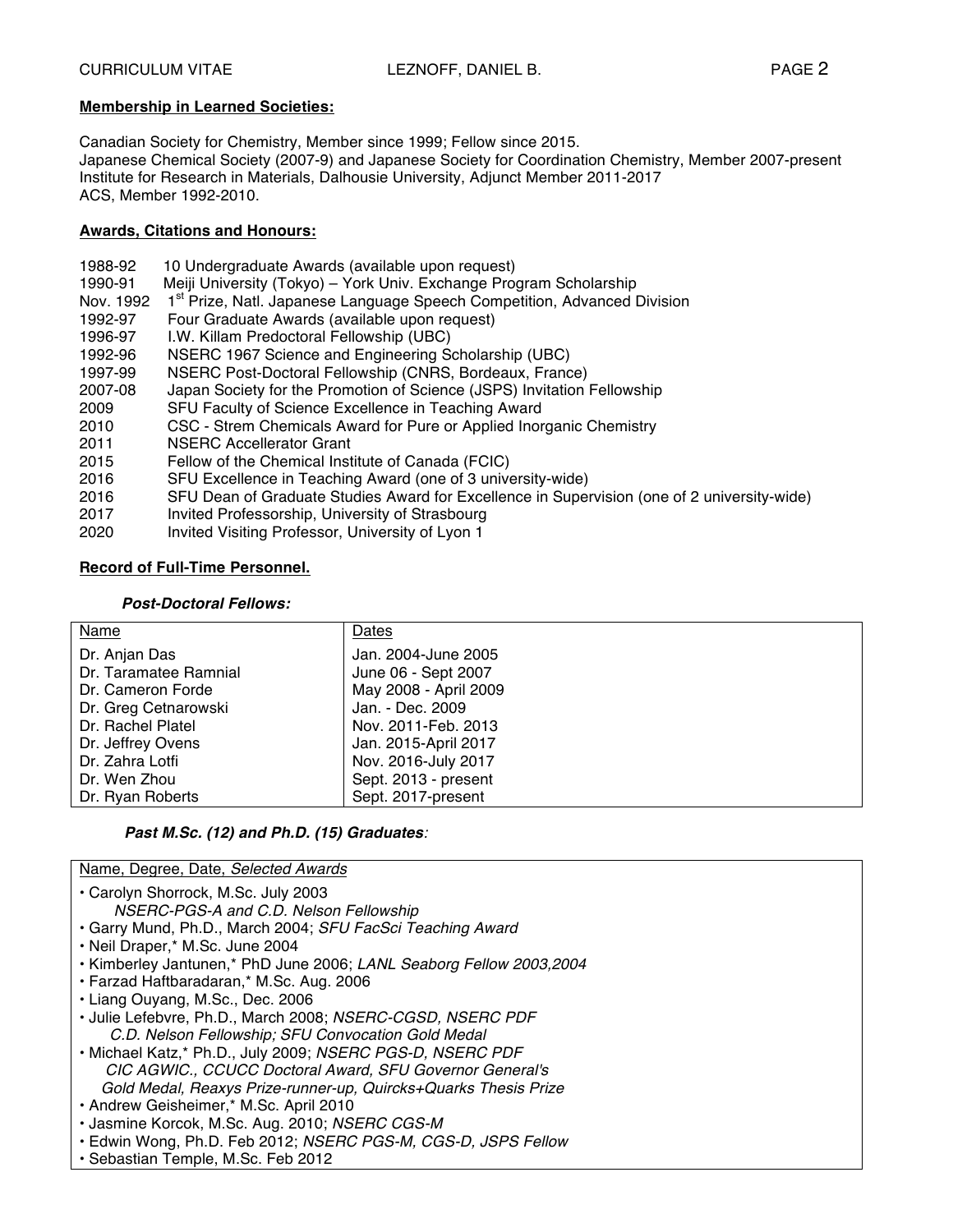**Membership in Learned Societies:**

Canadian Society for Chemistry, Member since 1999; Fellow since 2015.
Japanese Chemical Society (2007-9) and Japanese Society for Coordination Chemistry, Member 2007-present
Institute for Research in Materials, Dalhousie University, Adjunct Member 2011-2017
ACS, Member 1992-2010.

**Awards, Citations and Honours:**

| | |
|---|---|
| 1988-92 | 10 Undergraduate Awards (available upon request) |
| 1990-91 | Meiji University (Tokyo) – York Univ. Exchange Program Scholarship |
| Nov. 1992 | 1st Prize, Natl. Japanese Language Speech Competition, Advanced Division |
| 1992-97 | Four Graduate Awards (available upon request) |
| 1996-97 | I.W. Killam Predoctoral Fellowship (UBC) |
| 1992-96 | NSERC 1967 Science and Engineering Scholarship (UBC) |
| 1997-99 | NSERC Post-Doctoral Fellowship (CNRS, Bordeaux, France) |
| 2007-08 | Japan Society for the Promotion of Science (JSPS) Invitation Fellowship |
| 2009 | SFU Faculty of Science Excellence in Teaching Award |
| 2010 | CSC - Strem Chemicals Award for Pure or Applied Inorganic Chemistry |
| 2011 | NSERC Accellerator Grant |
| 2015 | Fellow of the Chemical Institute of Canada (FCIC) |
| 2016 | SFU Excellence in Teaching Award (one of 3 university-wide) |
| 2016 | SFU Dean of Graduate Studies Award for Excellence in Supervision (one of 2 university-wide) |
| 2017 | Invited Professorship, University of Strasbourg |
| 2020 | Invited Visiting Professor, University of Lyon 1 |

**Record of Full-Time Personnel.**

***Post-Doctoral Fellows:***

| Name | Dates |
|---|---|
| Dr. Anjan Das | Jan. 2004-June 2005 |
| Dr. Taramatee Ramnial | June 06 - Sept 2007 |
| Dr. Cameron Forde | May 2008 - April 2009 |
| Dr. Greg Cetnarowski | Jan. - Dec. 2009 |
| Dr. Rachel Platel | Nov. 2011-Feb. 2013 |
| Dr. Jeffrey Ovens | Jan. 2015-April 2017 |
| Dr. Zahra Lotfi | Nov. 2016-July 2017 |
| Dr. Wen Zhou | Sept. 2013 - present |
| Dr. Ryan Roberts | Sept. 2017-present |

***Past M.Sc. (12) and Ph.D. (15) Graduates:***

Name, Degree, Date, *Selected Awards*

- Carolyn Shorrock, M.Sc. July 2003
  *NSERC-PGS-A and C.D. Nelson Fellowship*
- Garry Mund, Ph.D., March 2004; *SFU FacSci Teaching Award*
- Neil Draper,* M.Sc. June 2004
- Kimberley Jantunen,* PhD June 2006; *LANL Seaborg Fellow 2003,2004*
- Farzad Haftbaradaran,* M.Sc. Aug. 2006
- Liang Ouyang, M.Sc., Dec. 2006
- Julie Lefebvre, Ph.D., March 2008; *NSERC-CGSD, NSERC PDF*
  *C.D. Nelson Fellowship; SFU Convocation Gold Medal*
- Michael Katz,* Ph.D., July 2009; *NSERC PGS-D, NSERC PDF*
  *CIC AGWIC., CCUCC Doctoral Award, SFU Governor General's Gold Medal, Reaxys Prize-runner-up, Quircks+Quarks Thesis Prize*
- Andrew Geisheimer,* M.Sc. April 2010
- Jasmine Korcok, M.Sc. Aug. 2010; *NSERC CGS-M*
- Edwin Wong, Ph.D. Feb 2012; *NSERC PGS-M, CGS-D, JSPS Fellow*
- Sebastian Temple, M.Sc. Feb 2012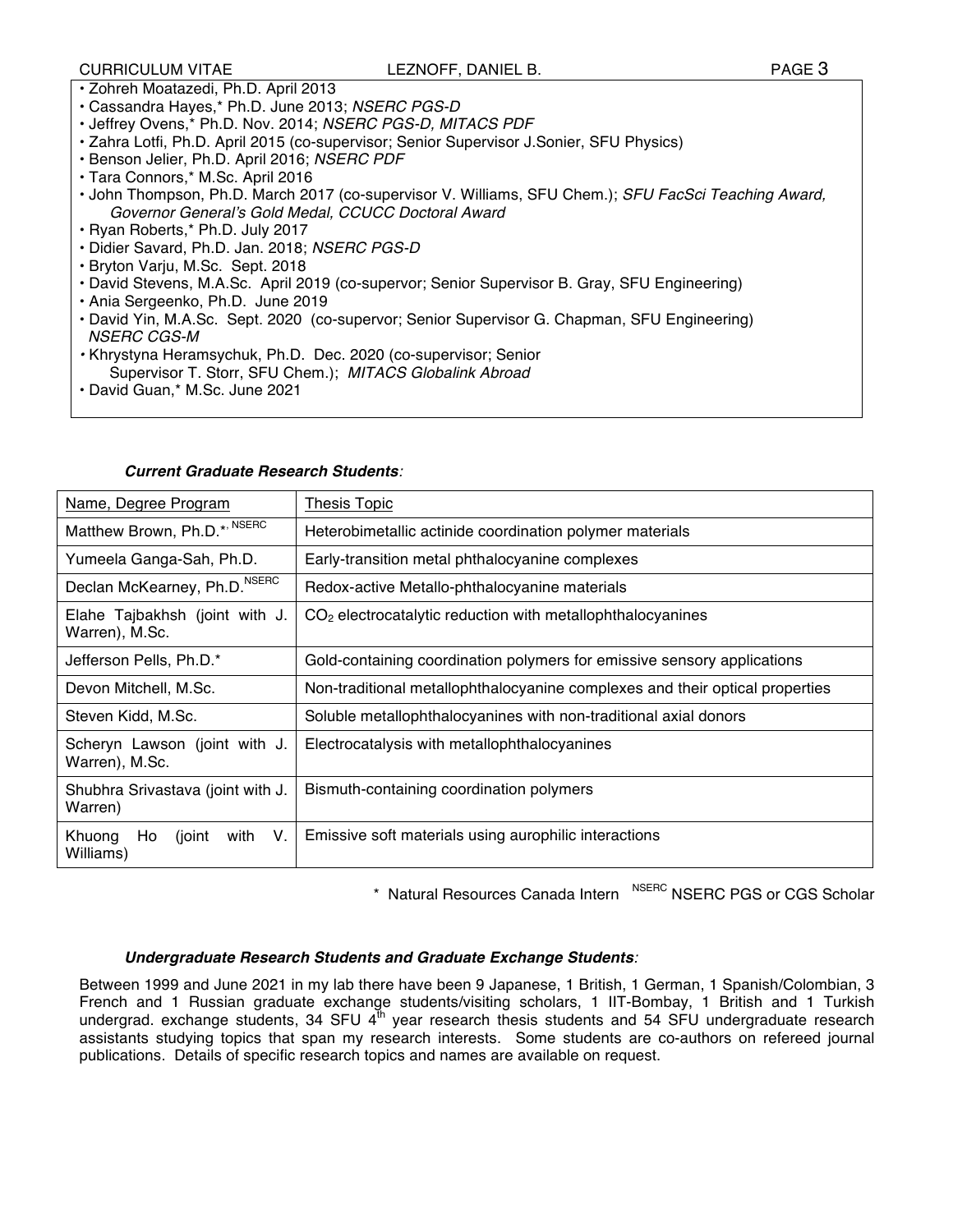- Zohreh Moatazedi, Ph.D. April 2013
- Cassandra Hayes,* Ph.D. June 2013; *NSERC PGS-D*
- Jeffrey Ovens,* Ph.D. Nov. 2014; *NSERC PGS-D, MITACS PDF*
- Zahra Lotfi, Ph.D. April 2015 (co-supervisor; Senior Supervisor J.Sonier, SFU Physics)
- Benson Jelier, Ph.D. April 2016; *NSERC PDF*
- Tara Connors,* M.Sc. April 2016
- John Thompson, Ph.D. March 2017 (co-supervisor V. Williams, SFU Chem.); *SFU FacSci Teaching Award, Governor General's Gold Medal, CCUCC Doctoral Award*
- Ryan Roberts,* Ph.D. July 2017
- Didier Savard, Ph.D. Jan. 2018; *NSERC PGS-D*
- Bryton Varju, M.Sc. Sept. 2018
- David Stevens, M.A.Sc. April 2019 (co-supervor; Senior Supervisor B. Gray, SFU Engineering)
- Ania Sergeenko, Ph.D. June 2019
- David Yin, M.A.Sc. Sept. 2020 (co-supervor; Senior Supervisor G. Chapman, SFU Engineering) *NSERC CGS-M*
- Khrystyna Heramsychuk, Ph.D. Dec. 2020 (co-supervisor; Senior Supervisor T. Storr, SFU Chem.); *MITACS Globalink Abroad*
- David Guan,* M.Sc. June 2021

***Current Graduate Research Students**:*

| Name, Degree Program | Thesis Topic |
|---|---|
| Matthew Brown, Ph.D.*, [NSERC] | Heterobimetallic actinide coordination polymer materials |
| Yumeela Ganga-Sah, Ph.D. | Early-transition metal phthalocyanine complexes |
| Declan McKearney, Ph.D.[NSERC] | Redox-active Metallo-phthalocyanine materials |
| Elahe Tajbakhsh (joint with J. Warren), M.Sc. | $CO_2$ electrocatalytic reduction with metallophthalocyanines |
| Jefferson Pells, Ph.D.* | Gold-containing coordination polymers for emissive sensory applications |
| Devon Mitchell, M.Sc. | Non-traditional metallophthalocyanine complexes and their optical properties |
| Steven Kidd, M.Sc. | Soluble metallophthalocyanines with non-traditional axial donors |
| Scheryn Lawson (joint with J. Warren), M.Sc. | Electrocatalysis with metallophthalocyanines |
| Shubhra Srivastava (joint with J. Warren) | Bismuth-containing coordination polymers |
| Khuong Ho (joint with V. Williams) | Emissive soft materials using aurophilic interactions |

\* Natural Resources Canada Intern [NSERC] NSERC PGS or CGS Scholar

***Undergraduate Research Students and Graduate Exchange Students**:*

Between 1999 and June 2021 in my lab there have been 9 Japanese, 1 British, 1 German, 1 Spanish/Colombian, 3 French and 1 Russian graduate exchange students/visiting scholars, 1 IIT-Bombay, 1 British and 1 Turkish undergrad. exchange students, 34 SFU 4th year research thesis students and 54 SFU undergraduate research assistants studying topics that span my research interests. Some students are co-authors on refereed journal publications. Details of specific research topics and names are available on request.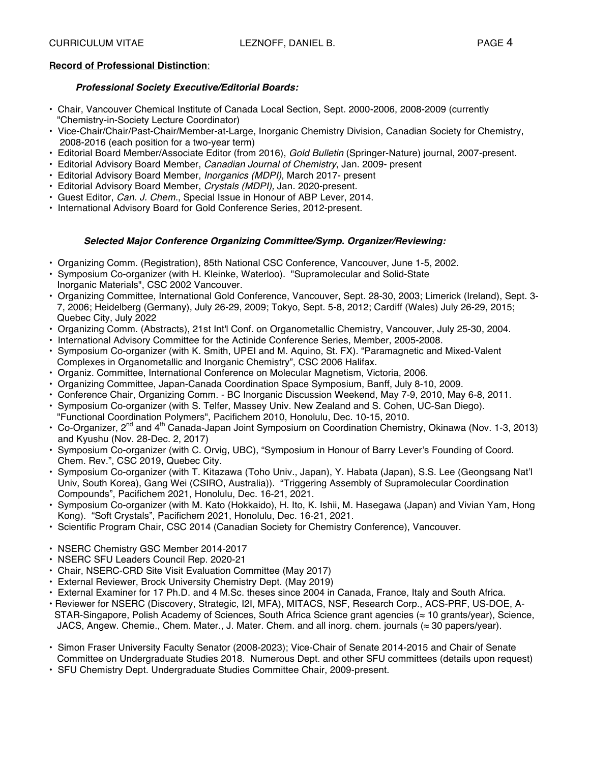**Record of Professional Distinction**:

***Professional Society Executive/Editorial Boards:***

- Chair, Vancouver Chemical Institute of Canada Local Section, Sept. 2000-2006, 2008-2009 (currently "Chemistry-in-Society Lecture Coordinator)
- Vice-Chair/Chair/Past-Chair/Member-at-Large, Inorganic Chemistry Division, Canadian Society for Chemistry, 2008-2016 (each position for a two-year term)
- Editorial Board Member/Associate Editor (from 2016), *Gold Bulletin* (Springer-Nature) journal, 2007-present.
- Editorial Advisory Board Member, *Canadian Journal of Chemistry*, Jan. 2009- present
- Editorial Advisory Board Member, *Inorganics (MDPI)*, March 2017- present
- Editorial Advisory Board Member, *Crystals (MDPI),* Jan. 2020-present.
- Guest Editor, *Can. J. Chem*., Special Issue in Honour of ABP Lever, 2014.
- International Advisory Board for Gold Conference Series, 2012-present.

***Selected Major Conference Organizing Committee/Symp. Organizer/Reviewing:***

- Organizing Comm. (Registration), 85th National CSC Conference, Vancouver, June 1-5, 2002.
- Symposium Co-organizer (with H. Kleinke, Waterloo). "Supramolecular and Solid-State Inorganic Materials", CSC 2002 Vancouver.
- Organizing Committee, International Gold Conference, Vancouver, Sept. 28-30, 2003; Limerick (Ireland), Sept. 3-7, 2006; Heidelberg (Germany), July 26-29, 2009; Tokyo, Sept. 5-8, 2012; Cardiff (Wales) July 26-29, 2015; Quebec City, July 2022
- Organizing Comm. (Abstracts), 21st Int'l Conf. on Organometallic Chemistry, Vancouver, July 25-30, 2004.
- International Advisory Committee for the Actinide Conference Series, Member, 2005-2008.
- Symposium Co-organizer (with K. Smith, UPEI and M. Aquino, St. FX). "Paramagnetic and Mixed-Valent Complexes in Organometallic and Inorganic Chemistry", CSC 2006 Halifax.
- Organiz. Committee, International Conference on Molecular Magnetism, Victoria, 2006.
- Organizing Committee, Japan-Canada Coordination Space Symposium, Banff, July 8-10, 2009.
- Conference Chair, Organizing Comm. - BC Inorganic Discussion Weekend, May 7-9, 2010, May 6-8, 2011.
- Symposium Co-organizer (with S. Telfer, Massey Univ. New Zealand and S. Cohen, UC-San Diego). "Functional Coordination Polymers", Pacifichem 2010, Honolulu, Dec. 10-15, 2010.
- Co-Organizer, 2nd and 4th Canada-Japan Joint Symposium on Coordination Chemistry, Okinawa (Nov. 1-3, 2013) and Kyushu (Nov. 28-Dec. 2, 2017)
- Symposium Co-organizer (with C. Orvig, UBC), "Symposium in Honour of Barry Lever's Founding of Coord. Chem. Rev.", CSC 2019, Quebec City.
- Symposium Co-organizer (with T. Kitazawa (Toho Univ., Japan), Y. Habata (Japan), S.S. Lee (Geongsang Nat'l Univ, South Korea), Gang Wei (CSIRO, Australia)). "Triggering Assembly of Supramolecular Coordination Compounds", Pacifichem 2021, Honolulu, Dec. 16-21, 2021.
- Symposium Co-organizer (with M. Kato (Hokkaido), H. Ito, K. Ishii, M. Hasegawa (Japan) and Vivian Yam, Hong Kong). "Soft Crystals", Pacifichem 2021, Honolulu, Dec. 16-21, 2021.
- Scientific Program Chair, CSC 2014 (Canadian Society for Chemistry Conference), Vancouver.

- NSERC Chemistry GSC Member 2014-2017
- NSERC SFU Leaders Council Rep. 2020-21
- Chair, NSERC-CRD Site Visit Evaluation Committee (May 2017)
- External Reviewer, Brock University Chemistry Dept. (May 2019)
- External Examiner for 17 Ph.D. and 4 M.Sc. theses since 2004 in Canada, France, Italy and South Africa.
- Reviewer for NSERC (Discovery, Strategic, I2I, MFA), MITACS, NSF, Research Corp., ACS-PRF, US-DOE, A-STAR-Singapore, Polish Academy of Sciences, South Africa Science grant agencies ($\approx$ 10 grants/year), Science, JACS, Angew. Chemie., Chem. Mater., J. Mater. Chem. and all inorg. chem. journals ($\approx$ 30 papers/year).

- Simon Fraser University Faculty Senator (2008-2023); Vice-Chair of Senate 2014-2015 and Chair of Senate Committee on Undergraduate Studies 2018. Numerous Dept. and other SFU committees (details upon request)
- SFU Chemistry Dept. Undergraduate Studies Committee Chair, 2009-present.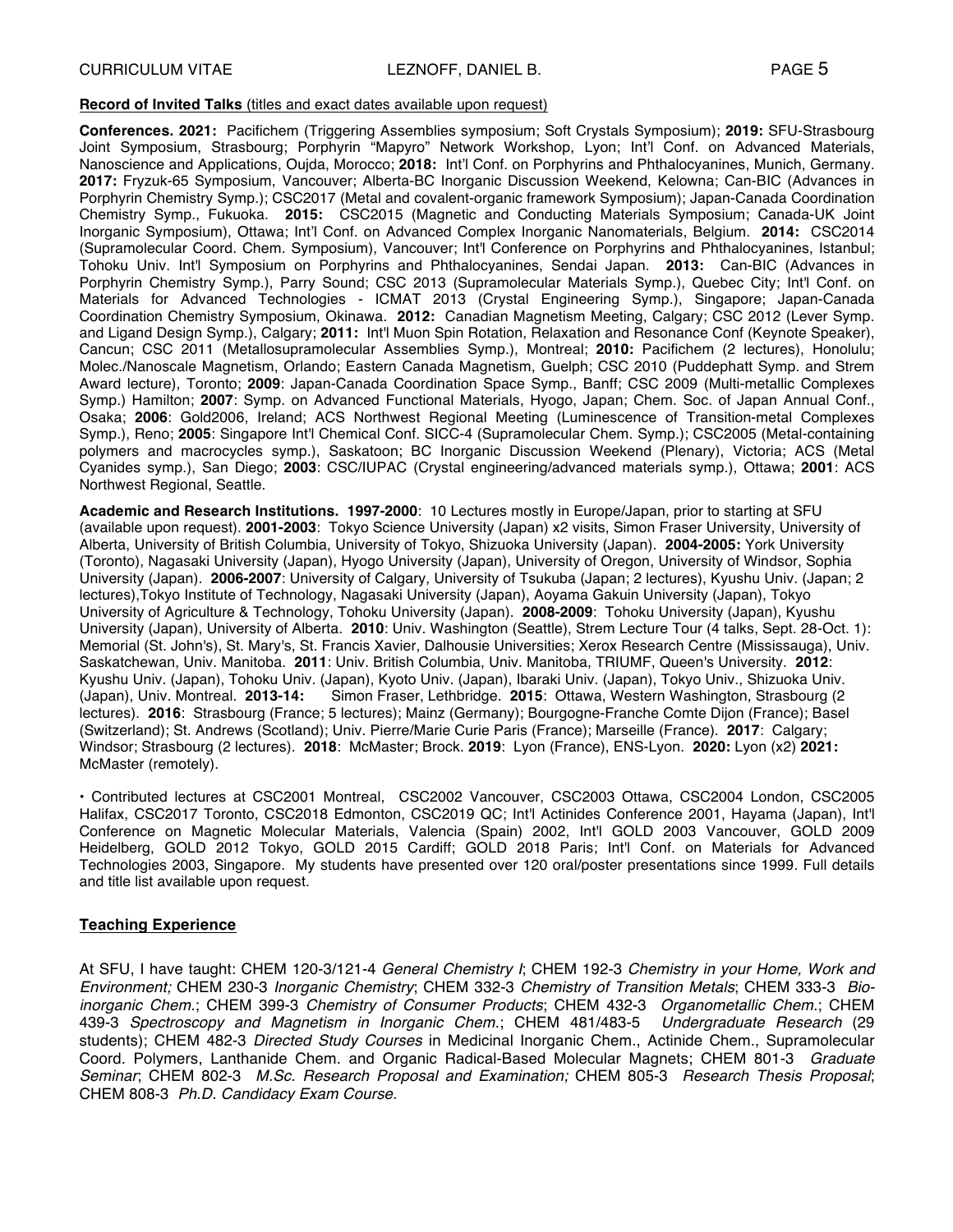**Record of Invited Talks** (titles and exact dates available upon request)

**Conferences. 2021:** Pacifichem (Triggering Assemblies symposium; Soft Crystals Symposium); **2019:** SFU-Strasbourg Joint Symposium, Strasbourg; Porphyrin "Mapyro" Network Workshop, Lyon; Int'l Conf. on Advanced Materials, Nanoscience and Applications, Oujda, Morocco; **2018:** Int'l Conf. on Porphyrins and Phthalocyanines, Munich, Germany. **2017:** Fryzuk-65 Symposium, Vancouver; Alberta-BC Inorganic Discussion Weekend, Kelowna; Can-BIC (Advances in Porphyrin Chemistry Symp.); CSC2017 (Metal and covalent-organic framework Symposium); Japan-Canada Coordination Chemistry Symp., Fukuoka. **2015:** CSC2015 (Magnetic and Conducting Materials Symposium; Canada-UK Joint Inorganic Symposium), Ottawa; Int'l Conf. on Advanced Complex Inorganic Nanomaterials, Belgium. **2014:** CSC2014 (Supramolecular Coord. Chem. Symposium), Vancouver; Int'l Conference on Porphyrins and Phthalocyanines, Istanbul; Tohoku Univ. Int'l Symposium on Porphyrins and Phthalocyanines, Sendai Japan. **2013:** Can-BIC (Advances in Porphyrin Chemistry Symp.), Parry Sound; CSC 2013 (Supramolecular Materials Symp.), Quebec City; Int'l Conf. on Materials for Advanced Technologies - ICMAT 2013 (Crystal Engineering Symp.), Singapore; Japan-Canada Coordination Chemistry Symposium, Okinawa. **2012:** Canadian Magnetism Meeting, Calgary; CSC 2012 (Lever Symp. and Ligand Design Symp.), Calgary; **2011:** Int'l Muon Spin Rotation, Relaxation and Resonance Conf (Keynote Speaker), Cancun; CSC 2011 (Metallosupramolecular Assemblies Symp.), Montreal; **2010:** Pacifichem (2 lectures), Honolulu; Molec./Nanoscale Magnetism, Orlando; Eastern Canada Magnetism, Guelph; CSC 2010 (Puddephatt Symp. and Strem Award lecture), Toronto; **2009**: Japan-Canada Coordination Space Symp., Banff; CSC 2009 (Multi-metallic Complexes Symp.) Hamilton; **2007**: Symp. on Advanced Functional Materials, Hyogo, Japan; Chem. Soc. of Japan Annual Conf., Osaka; **2006**: Gold2006, Ireland; ACS Northwest Regional Meeting (Luminescence of Transition-metal Complexes Symp.), Reno; **2005**: Singapore Int'l Chemical Conf. SICC-4 (Supramolecular Chem. Symp.); CSC2005 (Metal-containing polymers and macrocycles symp.), Saskatoon; BC Inorganic Discussion Weekend (Plenary), Victoria; ACS (Metal Cyanides symp.), San Diego; **2003**: CSC/IUPAC (Crystal engineering/advanced materials symp.), Ottawa; **2001**: ACS Northwest Regional, Seattle.

**Academic and Research Institutions. 1997-2000**: 10 Lectures mostly in Europe/Japan, prior to starting at SFU (available upon request). **2001-2003**: Tokyo Science University (Japan) x2 visits, Simon Fraser University, University of Alberta, University of British Columbia, University of Tokyo, Shizuoka University (Japan). **2004-2005:** York University (Toronto), Nagasaki University (Japan), Hyogo University (Japan), University of Oregon, University of Windsor, Sophia University (Japan). **2006-2007**: University of Calgary, University of Tsukuba (Japan; 2 lectures), Kyushu Univ. (Japan; 2 lectures),Tokyo Institute of Technology, Nagasaki University (Japan), Aoyama Gakuin University (Japan), Tokyo University of Agriculture & Technology, Tohoku University (Japan). **2008-2009**: Tohoku University (Japan), Kyushu University (Japan), University of Alberta. **2010**: Univ. Washington (Seattle), Strem Lecture Tour (4 talks, Sept. 28-Oct. 1): Memorial (St. John's), St. Mary's, St. Francis Xavier, Dalhousie Universities; Xerox Research Centre (Mississauga), Univ. Saskatchewan, Univ. Manitoba. **2011**: Univ. British Columbia, Univ. Manitoba, TRIUMF, Queen's University. **2012**: Kyushu Univ. (Japan), Tohoku Univ. (Japan), Kyoto Univ. (Japan), Ibaraki Univ. (Japan), Tokyo Univ., Shizuoka Univ. (Japan), Univ. Montreal. **2013-14:** Simon Fraser, Lethbridge. **2015**: Ottawa, Western Washington, Strasbourg (2 lectures). **2016**: Strasbourg (France; 5 lectures); Mainz (Germany); Bourgogne-Franche Comte Dijon (France); Basel (Switzerland); St. Andrews (Scotland); Univ. Pierre/Marie Curie Paris (France); Marseille (France). **2017**: Calgary; Windsor; Strasbourg (2 lectures). **2018**: McMaster; Brock. **2019**: Lyon (France), ENS-Lyon. **2020:** Lyon (x2) **2021:** McMaster (remotely).

• Contributed lectures at CSC2001 Montreal, CSC2002 Vancouver, CSC2003 Ottawa, CSC2004 London, CSC2005 Halifax, CSC2017 Toronto, CSC2018 Edmonton, CSC2019 QC; Int'l Actinides Conference 2001, Hayama (Japan), Int'l Conference on Magnetic Molecular Materials, Valencia (Spain) 2002, Int'l GOLD 2003 Vancouver, GOLD 2009 Heidelberg, GOLD 2012 Tokyo, GOLD 2015 Cardiff; GOLD 2018 Paris; Int'l Conf. on Materials for Advanced Technologies 2003, Singapore. My students have presented over 120 oral/poster presentations since 1999. Full details and title list available upon request.

## Teaching Experience

At SFU, I have taught: CHEM 120-3/121-4 *General Chemistry I*; CHEM 192-3 *Chemistry in your Home, Work and Environment;* CHEM 230-3 *Inorganic Chemistry*; CHEM 332-3 *Chemistry of Transition Metals*; CHEM 333-3 *Bio-inorganic Chem.*; CHEM 399-3 *Chemistry of Consumer Products*; CHEM 432-3 *Organometallic Chem.*; CHEM 439-3 *Spectroscopy and Magnetism in Inorganic Chem.*; CHEM 481/483-5 *Undergraduate Research* (29 students); CHEM 482-3 *Directed Study Courses* in Medicinal Inorganic Chem., Actinide Chem., Supramolecular Coord. Polymers, Lanthanide Chem. and Organic Radical-Based Molecular Magnets; CHEM 801-3 *Graduate Seminar*; CHEM 802-3 *M.Sc. Research Proposal and Examination;* CHEM 805-3 *Research Thesis Proposal*; CHEM 808-3 *Ph.D. Candidacy Exam Course*.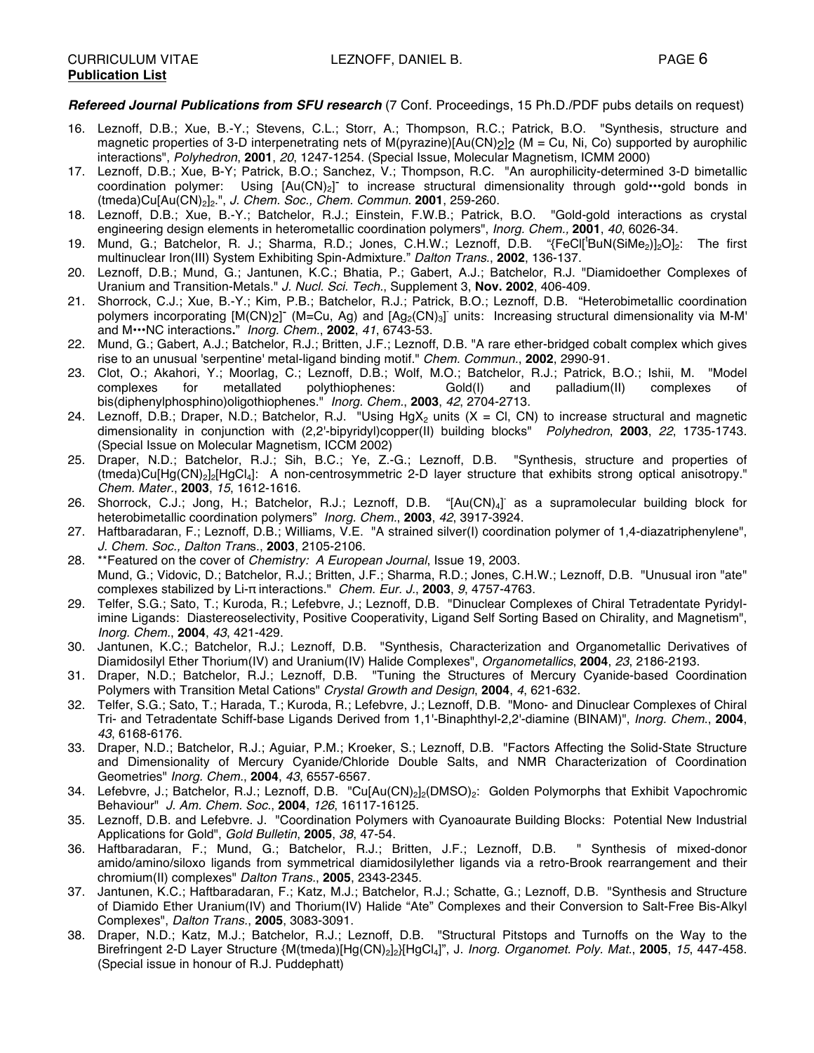**Publication List**

***Refereed Journal Publications from SFU research*** (7 Conf. Proceedings, 15 Ph.D./PDF pubs details on request)

16. Leznoff, D.B.; Xue, B.-Y.; Stevens, C.L.; Storr, A.; Thompson, R.C.; Patrick, B.O. "Synthesis, structure and magnetic properties of 3-D interpenetrating nets of M(pyrazine)[$Au(CN)_2$]$_2$ (M = Cu, Ni, Co) supported by aurophilic interactions", *Polyhedron*, **2001**, *20*, 1247-1254. (Special Issue, Molecular Magnetism, ICMM 2000)
17. Leznoff, D.B.; Xue, B-Y; Patrick, B.O.; Sanchez, V.; Thompson, R.C. "An aurophilicity-determined 3-D bimetallic coordination polymer: Using [$Au(CN)_2$]$^-$ to increase structural dimensionality through gold•••gold bonds in (tmeda)Cu[$Au(CN)_2$]$_2$.", *J. Chem. Soc., Chem. Commun.* **2001**, 259-260.
18. Leznoff, D.B.; Xue, B.-Y.; Batchelor, R.J.; Einstein, F.W.B.; Patrick, B.O. "Gold-gold interactions as crystal engineering design elements in heterometallic coordination polymers", *Inorg. Chem.,* **2001**, *40*, 6026-34.
19. Mund, G.; Batchelor, R. J.; Sharma, R.D.; Jones, C.H.W.; Leznoff, D.B. "{FeCl[$^t$BuN($SiMe_2$)]$_2$O]$_2$: The first multinuclear Iron(III) System Exhibiting Spin-Admixture." *Dalton Trans.*, **2002**, 136-137.
20. Leznoff, D.B.; Mund, G.; Jantunen, K.C.; Bhatia, P.; Gabert, A.J.; Batchelor, R.J. "Diamidoether Complexes of Uranium and Transition-Metals." *J. Nucl. Sci. Tech.*, Supplement 3, **Nov. 2002**, 406-409.
21. Shorrock, C.J.; Xue, B.-Y.; Kim, P.B.; Batchelor, R.J.; Patrick, B.O.; Leznoff, D.B. "Heterobimetallic coordination polymers incorporating [$M(CN)_2$]$^-$ (M=Cu, Ag) and [$Ag_2(CN)_3$]$^-$ units: Increasing structural dimensionality via M-M' and M•••NC interactions**.**" *Inorg. Chem.*, **2002**, *41*, 6743-53.
22. Mund, G.; Gabert, A.J.; Batchelor, R.J.; Britten, J.F.; Leznoff, D.B. "A rare ether-bridged cobalt complex which gives rise to an unusual 'serpentine' metal-ligand binding motif." *Chem. Commun.*, **2002**, 2990-91.
23. Clot, O.; Akahori, Y.; Moorlag, C.; Leznoff, D.B.; Wolf, M.O.; Batchelor, R.J.; Patrick, B.O.; Ishii, M. "Model complexes for metallated polythiophenes: Gold(I) and palladium(II) complexes of bis(diphenylphosphino)oligothiophenes." *Inorg. Chem.*, **2003**, *42*, 2704-2713.
24. Leznoff, D.B.; Draper, N.D.; Batchelor, R.J. "Using $HgX_2$ units (X = Cl, CN) to increase structural and magnetic dimensionality in conjunction with (2,2'-bipyridyl)copper(II) building blocks" *Polyhedron*, **2003**, *22*, 1735-1743. (Special Issue on Molecular Magnetism, ICCM 2002)
25. Draper, N.D.; Batchelor, R.J.; Sih, B.C.; Ye, Z.-G.; Leznoff, D.B. "Synthesis, structure and properties of (tmeda)Cu[$Hg(CN)_2$]$_2$[$HgCl_4$]: A non-centrosymmetric 2-D layer structure that exhibits strong optical anisotropy." *Chem. Mater.*, **2003**, *15*, 1612-1616.
26. Shorrock, C.J.; Jong, H.; Batchelor, R.J.; Leznoff, D.B. "[$Au(CN)_4$]$^-$ as a supramolecular building block for heterobimetallic coordination polymers" *Inorg. Chem.*, **2003**, *42*, 3917-3924.
27. Haftbaradaran, F.; Leznoff, D.B.; Williams, V.E. "A strained silver(I) coordination polymer of 1,4-diazatriphenylene", *J. Chem. Soc., Dalton Tran*s., **2003**, 2105-2106.
28. **Featured on the cover of *Chemistry: A European Journal*, Issue 19, 2003.
Mund, G.; Vidovic, D.; Batchelor, R.J.; Britten, J.F.; Sharma, R.D.; Jones, C.H.W.; Leznoff, D.B. "Unusual iron "ate" complexes stabilized by Li-π interactions." *Chem. Eur. J.*, **2003**, *9*, 4757-4763.
29. Telfer, S.G.; Sato, T.; Kuroda, R.; Lefebvre, J.; Leznoff, D.B. "Dinuclear Complexes of Chiral Tetradentate Pyridyl-imine Ligands: Diastereoselectivity, Positive Cooperativity, Ligand Self Sorting Based on Chirality, and Magnetism", *Inorg. Chem.*, **2004**, *43*, 421-429.
30. Jantunen, K.C.; Batchelor, R.J.; Leznoff, D.B. "Synthesis, Characterization and Organometallic Derivatives of Diamidosilyl Ether Thorium(IV) and Uranium(IV) Halide Complexes", *Organometallics*, **2004**, *23*, 2186-2193.
31. Draper, N.D.; Batchelor, R.J.; Leznoff, D.B. "Tuning the Structures of Mercury Cyanide-based Coordination Polymers with Transition Metal Cations" *Crystal Growth and Design*, **2004**, *4*, 621-632.
32. Telfer, S.G.; Sato, T.; Harada, T.; Kuroda, R.; Lefebvre, J.; Leznoff, D.B. "Mono- and Dinuclear Complexes of Chiral Tri- and Tetradentate Schiff-base Ligands Derived from 1,1'-Binaphthyl-2,2'-diamine (BINAM)", *Inorg. Chem.*, **2004**, *43*, 6168-6176.
33. Draper, N.D.; Batchelor, R.J.; Aguiar, P.M.; Kroeker, S.; Leznoff, D.B. "Factors Affecting the Solid-State Structure and Dimensionality of Mercury Cyanide/Chloride Double Salts, and NMR Characterization of Coordination Geometries" *Inorg. Chem.*, **2004**, *43*, 6557-6567.
34. Lefebvre, J.; Batchelor, R.J.; Leznoff, D.B. "Cu[$Au(CN)_2$]$_2$($DMSO$)$_2$: Golden Polymorphs that Exhibit Vapochromic Behaviour" *J. Am. Chem. Soc.*, **2004**, *126*, 16117-16125.
35. Leznoff, D.B. and Lefebvre. J. "Coordination Polymers with Cyanoaurate Building Blocks: Potential New Industrial Applications for Gold", *Gold Bulletin*, **2005**, *38*, 47-54.
36. Haftbaradaran, F.; Mund, G.; Batchelor, R.J.; Britten, J.F.; Leznoff, D.B. " Synthesis of mixed-donor amido/amino/siloxo ligands from symmetrical diamidosilylether ligands via a retro-Brook rearrangement and their chromium(II) complexes" *Dalton Trans.*, **2005**, 2343-2345.
37. Jantunen, K.C.; Haftbaradaran, F.; Katz, M.J.; Batchelor, R.J.; Schatte, G.; Leznoff, D.B. "Synthesis and Structure of Diamido Ether Uranium(IV) and Thorium(IV) Halide "Ate" Complexes and their Conversion to Salt-Free Bis-Alkyl Complexes", *Dalton Trans.*, **2005**, 3083-3091.
38. Draper, N.D.; Katz, M.J.; Batchelor, R.J.; Leznoff, D.B. "Structural Pitstops and Turnoffs on the Way to the Birefringent 2-D Layer Structure {M(tmeda)[$Hg(CN)_2$]$_2$}[$HgCl_4$]", J. *Inorg. Organomet. Poly. Mat.*, **2005**, *15*, 447-458. (Special issue in honour of R.J. Puddephatt)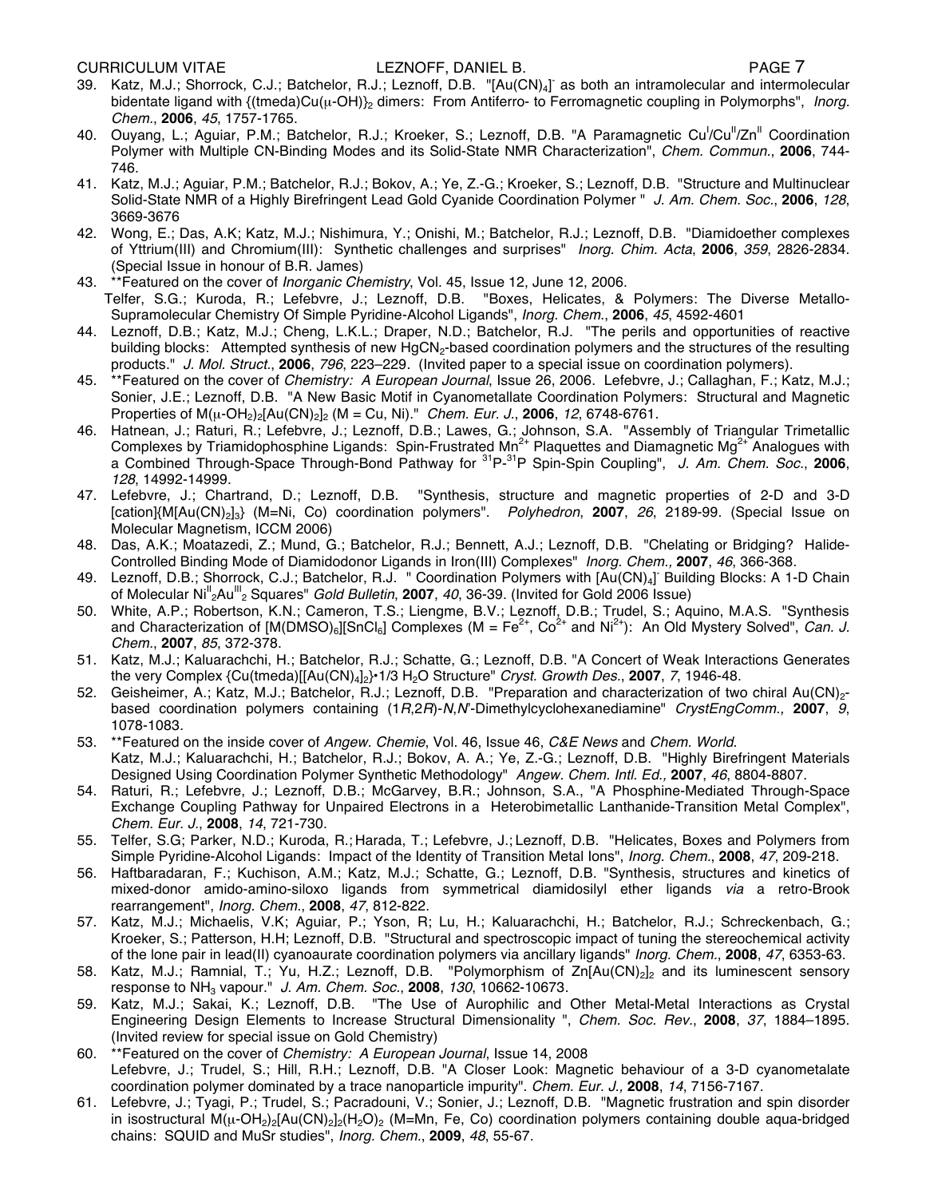39. Katz, M.J.; Shorrock, C.J.; Batchelor, R.J.; Leznoff, D.B. "$[Au(CN)_4]^-$ as both an intramolecular and intermolecular bidentate ligand with {(tmeda)Cu(μ-OH)}$_2$ dimers: From Antiferro- to Ferromagnetic coupling in Polymorphs", *Inorg. Chem.*, **2006**, *45*, 1757-1765.
40. Ouyang, L.; Aguiar, P.M.; Batchelor, R.J.; Kroeker, S.; Leznoff, D.B. "A Paramagnetic $Cu^I/Cu^{II}/Zn^{II}$ Coordination Polymer with Multiple CN-Binding Modes and its Solid-State NMR Characterization", *Chem. Commun.*, **2006**, 744-746.
41. Katz, M.J.; Aguiar, P.M.; Batchelor, R.J.; Bokov, A.; Ye, Z.-G.; Kroeker, S.; Leznoff, D.B. "Structure and Multinuclear Solid-State NMR of a Highly Birefringent Lead Gold Cyanide Coordination Polymer " *J. Am. Chem. Soc.*, **2006**, *128*, 3669-3676
42. Wong, E.; Das, A.K; Katz, M.J.; Nishimura, Y.; Onishi, M.; Batchelor, R.J.; Leznoff, D.B. "Diamidoether complexes of Yttrium(III) and Chromium(III): Synthetic challenges and surprises" *Inorg. Chim. Acta*, **2006**, *359*, 2826-2834. (Special Issue in honour of B.R. James)
43. **Featured on the cover of *Inorganic Chemistry*, Vol. 45, Issue 12, June 12, 2006.
Telfer, S.G.; Kuroda, R.; Lefebvre, J.; Leznoff, D.B. "Boxes, Helicates, & Polymers: The Diverse Metallo-Supramolecular Chemistry Of Simple Pyridine-Alcohol Ligands", *Inorg. Chem.*, **2006**, *45*, 4592-4601
44. Leznoff, D.B.; Katz, M.J.; Cheng, L.K.L.; Draper, N.D.; Batchelor, R.J. "The perils and opportunities of reactive building blocks: Attempted synthesis of new $HgCN_2$-based coordination polymers and the structures of the resulting products." *J. Mol. Struct.*, **2006**, *796*, 223–229. (Invited paper to a special issue on coordination polymers).
45. **Featured on the cover of *Chemistry: A European Journal*, Issue 26, 2006. Lefebvre, J.; Callaghan, F.; Katz, M.J.; Sonier, J.E.; Leznoff, D.B. "A New Basic Motif in Cyanometallate Coordination Polymers: Structural and Magnetic Properties of $M(\mu\text{-}OH_2)_2[Au(CN)_2]_2$ (M = Cu, Ni)." *Chem. Eur. J.*, **2006**, *12*, 6748-6761.
46. Hatnean, J.; Raturi, R.; Lefebvre, J.; Leznoff, D.B.; Lawes, G.; Johnson, S.A. "Assembly of Triangular Trimetallic Complexes by Triamidophosphine Ligands: Spin-Frustrated $Mn^{2+}$ Plaquettes and Diamagnetic $Mg^{2+}$ Analogues with a Combined Through-Space Through-Bond Pathway for $^{31}P$-$^{31}P$ Spin-Spin Coupling", *J. Am. Chem. Soc.*, **2006**, *128*, 14992-14999.
47. Lefebvre, J.; Chartrand, D.; Leznoff, D.B. "Synthesis, structure and magnetic properties of 2-D and 3-D [cation]{$M[Au(CN)_2]_3$} (M=Ni, Co) coordination polymers". *Polyhedron*, **2007**, *26*, 2189-99. (Special Issue on Molecular Magnetism, ICCM 2006)
48. Das, A.K.; Moatazedi, Z.; Mund, G.; Batchelor, R.J.; Bennett, A.J.; Leznoff, D.B. "Chelating or Bridging? Halide-Controlled Binding Mode of Diamidodonor Ligands in Iron(III) Complexes" *Inorg. Chem.,* **2007**, *46*, 366-368.
49. Leznoff, D.B.; Shorrock, C.J.; Batchelor, R.J. " Coordination Polymers with $[Au(CN)_4]^-$ Building Blocks: A 1-D Chain of Molecular $Ni^{II}{}_2Au^{III}{}_2$ Squares" *Gold Bulletin*, **2007**, *40*, 36-39. (Invited for Gold 2006 Issue)
50. White, A.P.; Robertson, K.N.; Cameron, T.S.; Liengme, B.V.; Leznoff, D.B.; Trudel, S.; Aquino, M.A.S. "Synthesis and Characterization of $[M(DMSO)_6][SnCl_6]$ Complexes (M = $Fe^{2+}$, $Co^{2+}$ and $Ni^{2+}$): An Old Mystery Solved", *Can. J. Chem*., **2007**, *85*, 372-378.
51. Katz, M.J.; Kaluarachchi, H.; Batchelor, R.J.; Schatte, G.; Leznoff, D.B. "A Concert of Weak Interactions Generates the very Complex {$Cu(tmeda)[[Au(CN)_4]_2$}•1/3 $H_2O$ Structure" *Cryst. Growth Des.*, **2007**, *7*, 1946-48.
52. Geisheimer, A.; Katz, M.J.; Batchelor, R.J.; Leznoff, D.B. "Preparation and characterization of two chiral $Au(CN)_2$-based coordination polymers containing (1*R*,2*R*)-*N*,*N'*-Dimethylcyclohexanediamine" *CrystEngComm.,* **2007**, *9*, 1078-1083.
53. **Featured on the inside cover of *Angew. Chemie*, Vol. 46, Issue 46, *C&E News* and *Chem. World*.
Katz, M.J.; Kaluarachchi, H.; Batchelor, R.J.; Bokov, A. A.; Ye, Z.-G.; Leznoff, D.B. "Highly Birefringent Materials Designed Using Coordination Polymer Synthetic Methodology" *Angew. Chem. Intl. Ed.,* **2007**, *46*, 8804-8807.
54. Raturi, R.; Lefebvre, J.; Leznoff, D.B.; McGarvey, B.R.; Johnson, S.A., "A Phosphine-Mediated Through-Space Exchange Coupling Pathway for Unpaired Electrons in a Heterobimetallic Lanthanide-Transition Metal Complex", *Chem. Eur. J.,* **2008**, *14*, 721-730.
55. Telfer, S.G; Parker, N.D.; Kuroda, R.; Harada, T.; Lefebvre, J.; Leznoff, D.B. "Helicates, Boxes and Polymers from Simple Pyridine-Alcohol Ligands: Impact of the Identity of Transition Metal Ions", *Inorg. Chem.*, **2008**, *47*, 209-218.
56. Haftbaradaran, F.; Kuchison, A.M.; Katz, M.J.; Schatte, G.; Leznoff, D.B. "Synthesis, structures and kinetics of mixed-donor amido-amino-siloxo ligands from symmetrical diamidosilyl ether ligands *via* a retro-Brook rearrangement", *Inorg. Chem.*, **2008**, *47*, 812-822.
57. Katz, M.J.; Michaelis, V.K; Aguiar, P.; Yson, R; Lu, H.; Kaluarachchi, H.; Batchelor, R.J.; Schreckenbach, G.; Kroeker, S.; Patterson, H.H; Leznoff, D.B. "Structural and spectroscopic impact of tuning the stereochemical activity of the lone pair in lead(II) cyanoaurate coordination polymers via ancillary ligands" *Inorg. Chem.*, **2008**, *47*, 6353-63.
58. Katz, M.J.; Ramnial, T.; Yu, H.Z.; Leznoff, D.B. "Polymorphism of $Zn[Au(CN)_2]_2$ and its luminescent sensory response to $NH_3$ vapour." *J. Am. Chem. Soc.*, **2008**, *130*, 10662-10673.
59. Katz, M.J.; Sakai, K.; Leznoff, D.B. "The Use of Aurophilic and Other Metal-Metal Interactions as Crystal Engineering Design Elements to Increase Structural Dimensionality ", *Chem. Soc. Rev.*, **2008**, *37*, 1884–1895. (Invited review for special issue on Gold Chemistry)
60. **Featured on the cover of *Chemistry: A European Journal*, Issue 14, 2008
Lefebvre, J.; Trudel, S.; Hill, R.H.; Leznoff, D.B. "A Closer Look: Magnetic behaviour of a 3-D cyanometalate coordination polymer dominated by a trace nanoparticle impurity". *Chem. Eur. J.,* **2008**, *14*, 7156-7167.
61. Lefebvre, J.; Tyagi, P.; Trudel, S.; Pacradouni, V.; Sonier, J.; Leznoff, D.B. "Magnetic frustration and spin disorder in isostructural $M(\mu\text{-}OH_2)_2[Au(CN)_2]_2(H_2O)_2$ (M=Mn, Fe, Co) coordination polymers containing double aqua-bridged chains: SQUID and MuSr studies", *Inorg. Chem.*, **2009**, *48*, 55-67.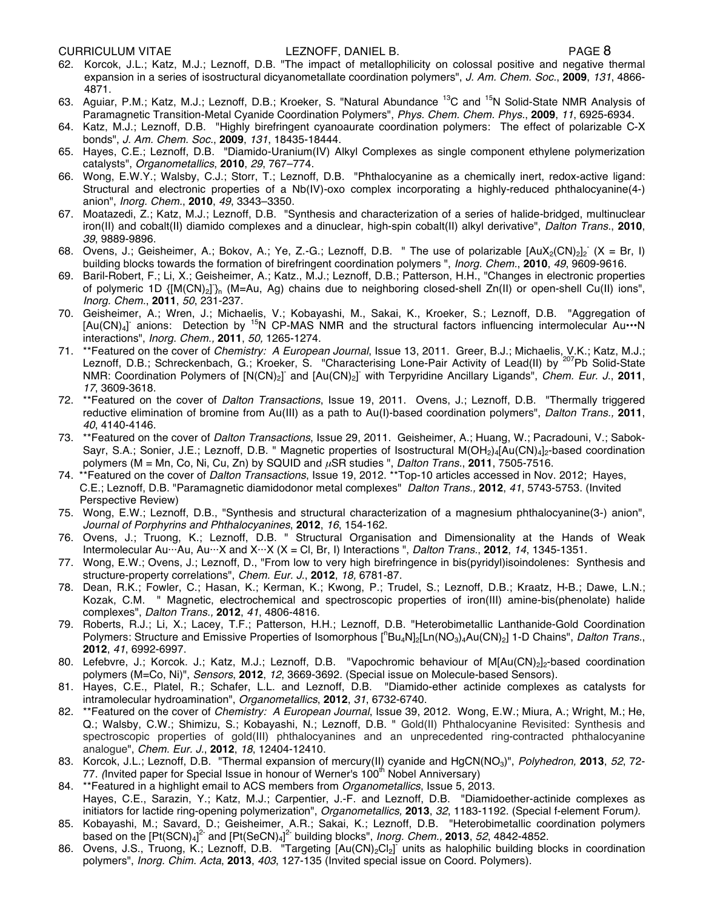62. Korcok, J.L.; Katz, M.J.; Leznoff, D.B. "The impact of metallophilicity on colossal positive and negative thermal expansion in a series of isostructural dicyanometallate coordination polymers", *J. Am. Chem. Soc.*, **2009**, *131*, 4866-4871.
63. Aguiar, P.M.; Katz, M.J.; Leznoff, D.B.; Kroeker, S. "Natural Abundance $^{13}C$ and $^{15}N$ Solid-State NMR Analysis of Paramagnetic Transition-Metal Cyanide Coordination Polymers", *Phys. Chem. Chem. Phys.*, **2009**, *11*, 6925-6934.
64. Katz, M.J.; Leznoff, D.B. "Highly birefringent cyanoaurate coordination polymers: The effect of polarizable C-X bonds", *J. Am. Chem. Soc.*, **2009**, *131*, 18435-18444.
65. Hayes, C.E.; Leznoff, D.B. "Diamido-Uranium(IV) Alkyl Complexes as single component ethylene polymerization catalysts", *Organometallics*, **2010**, *29*, 767–774.
66. Wong, E.W.Y.; Walsby, C.J.; Storr, T.; Leznoff, D.B. "Phthalocyanine as a chemically inert, redox-active ligand: Structural and electronic properties of a Nb(IV)-oxo complex incorporating a highly-reduced phthalocyanine(4-) anion", *Inorg. Chem.*, **2010**, *49*, 3343–3350.
67. Moatazedi, Z.; Katz, M.J.; Leznoff, D.B. "Synthesis and characterization of a series of halide-bridged, multinuclear iron(II) and cobalt(II) diamido complexes and a dinuclear, high-spin cobalt(II) alkyl derivative", *Dalton Trans.*, **2010**, *39*, 9889-9896.
68. Ovens, J.; Geisheimer, A.; Bokov, A.; Ye, Z.-G.; Leznoff, D.B. " The use of polarizable $[AuX_2(CN)_2]^-$ (X = Br, I) building blocks towards the formation of birefringent coordination polymers ", *Inorg. Chem.*, **2010**, *49*, 9609-9616.
69. Baril-Robert, F.; Li, X.; Geisheimer, A.; Katz., M.J.; Leznoff, D.B.; Patterson, H.H., "Changes in electronic properties of polymeric 1D $\{[M(CN)_2]^-\}_n$ (M=Au, Ag) chains due to neighboring closed-shell Zn(II) or open-shell Cu(II) ions", *Inorg. Chem.*, **2011**, *50*, 231-237.
70. Geisheimer, A.; Wren, J.; Michaelis, V.; Kobayashi, M., Sakai, K., Kroeker, S.; Leznoff, D.B. "Aggregation of $[Au(CN)_4]^-$ anions: Detection by $^{15}N$ CP-MAS NMR and the structural factors influencing intermolecular Au•••N interactions", *Inorg. Chem.,* **2011**, *50,* 1265-1274.
71. **Featured on the cover of *Chemistry: A European Journal*, Issue 13, 2011. Greer, B.J.; Michaelis, V.K.; Katz, M.J.; Leznoff, D.B.; Schreckenbach, G.; Kroeker, S. "Characterising Lone-Pair Activity of Lead(II) by $^{207}Pb$ Solid-State NMR: Coordination Polymers of $[N(CN)_2]^-$ and $[Au(CN)_2]^-$ with Terpyridine Ancillary Ligands", *Chem. Eur. J.*, **2011**, *17*, 3609-3618.
72. **Featured on the cover of *Dalton Transactions*, Issue 19, 2011. Ovens, J.; Leznoff, D.B. "Thermally triggered reductive elimination of bromine from Au(III) as a path to Au(I)-based coordination polymers", *Dalton Trans.,* **2011**, *40*, 4140-4146.
73. **Featured on the cover of *Dalton Transactions*, Issue 29, 2011. Geisheimer, A.; Huang, W.; Pacradouni, V.; Sabok-Sayr, S.A.; Sonier, J.E.; Leznoff, D.B. " Magnetic properties of Isostructural $M(OH_2)_4[Au(CN)_4]_2$-based coordination polymers (M = Mn, Co, Ni, Cu, Zn) by SQUID and $\mu$SR studies ", *Dalton Trans.*, **2011**, 7505-7516.
74. **Featured on the cover of *Dalton Transactions*, Issue 19, 2012. **Top-10 articles accessed in Nov. 2012; Hayes, C.E.; Leznoff, D.B. "Paramagnetic diamidodonor metal complexes" *Dalton Trans.,* **2012**, *41*, 5743-5753. (Invited Perspective Review)
75. Wong, E.W.; Leznoff, D.B., "Synthesis and structural characterization of a magnesium phthalocyanine(3-) anion", *Journal of Porphyrins and Phthalocyanines*, **2012**, *16*, 154-162.
76. Ovens, J.; Truong, K.; Leznoff, D.B. " Structural Organisation and Dimensionality at the Hands of Weak Intermolecular Au···Au, Au···X and X···X (X = Cl, Br, I) Interactions ", *Dalton Trans.*, **2012**, *14*, 1345-1351.
77. Wong, E.W.; Ovens, J.; Leznoff, D., "From low to very high birefringence in bis(pyridyl)isoindolenes: Synthesis and structure-property correlations", *Chem. Eur. J.*, **2012**, *18,* 6781-87.
78. Dean, R.K.; Fowler, C.; Hasan, K.; Kerman, K.; Kwong, P.; Trudel, S.; Leznoff, D.B.; Kraatz, H-B.; Dawe, L.N.; Kozak, C.M. " Magnetic, electrochemical and spectroscopic properties of iron(III) amine-bis(phenolate) halide complexes", *Dalton Trans.,* **2012**, *41*, 4806-4816.
79. Roberts, R.J.; Li, X.; Lacey, T.F.; Patterson, H.H.; Leznoff, D.B. "Heterobimetallic Lanthanide-Gold Coordination Polymers: Structure and Emissive Properties of Isomorphous $[^nBu_4N]_2[Ln(NO_3)_4Au(CN)_2]$ 1-D Chains", *Dalton Trans.*, **2012**, *41*, 6992-6997.
80. Lefebvre, J.; Korcok. J.; Katz, M.J.; Leznoff, D.B. "Vapochromic behaviour of $M[Au(CN)_2]_2$-based coordination polymers (M=Co, Ni)", *Sensors*, **2012**, *12*, 3669-3692. (Special issue on Molecule-based Sensors).
81. Hayes, C.E., Platel, R.; Schafer, L.L. and Leznoff, D.B. "Diamido-ether actinide complexes as catalysts for intramolecular hydroamination", *Organometallics*, **2012**, *31*, 6732-6740.
82. **Featured on the cover of *Chemistry: A European Journal*, Issue 39, 2012. Wong, E.W.; Miura, A.; Wright, M.; He, Q.; Walsby, C.W.; Shimizu, S.; Kobayashi, N.; Leznoff, D.B. " Gold(II) Phthalocyanine Revisited: Synthesis and spectroscopic properties of gold(III) phthalocyanines and an unprecedented ring-contracted phthalocyanine analogue", *Chem. Eur. J.*, **2012**, *18*, 12404-12410.
83. Korcok, J.L.; Leznoff, D.B. "Thermal expansion of mercury(II) cyanide and $HgCN(NO_3)$", *Polyhedron,* **2013**, *52*, 72-77. *(*Invited paper for Special Issue in honour of Werner's 100[th] Nobel Anniversary)
84. **Featured in a highlight email to ACS members from *Organometallics*, Issue 5, 2013. Hayes, C.E., Sarazin, Y.; Katz, M.J.; Carpentier, J.-F. and Leznoff, D.B. "Diamidoether-actinide complexes as initiators for lactide ring-opening polymerization", *Organometallics,* **2013**, *32*, 1183-1192. (Special f-element Forum*).*
85. Kobayashi, M.; Savard, D.; Geisheimer, A.R.; Sakai, K.; Leznoff, D.B. "Heterobimetallic coordination polymers based on the $[Pt(SCN)_4]^{2-}$ and $[Pt(SeCN)_4]^{2-}$ building blocks", *Inorg. Chem.,* **2013**, *52*, 4842-4852.
86. Ovens, J.S., Truong, K.; Leznoff, D.B. "Targeting $[Au(CN)_2Cl_2]^-$ units as halophilic building blocks in coordination polymers", *Inorg. Chim. Acta*, **2013**, *403*, 127-135 (Invited special issue on Coord. Polymers).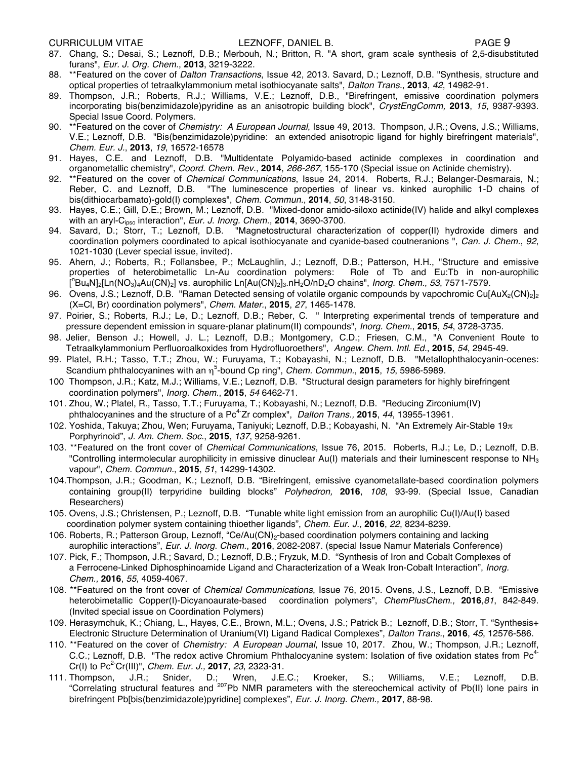87. Chang, S.; Desai, S.; Leznoff, D.B.; Merbouh, N.; Britton, R. "A short, gram scale synthesis of 2,5-disubstituted furans", *Eur. J. Org. Chem.*, **2013**, 3219-3222.
88. **Featured on the cover of *Dalton Transactions*, Issue 42, 2013. Savard, D.; Leznoff, D.B. "Synthesis, structure and optical properties of tetraalkylammonium metal isothiocyanate salts", *Dalton Trans.*, **2013**, *42*, 14982-91.
89. Thompson, J.R.; Roberts, R.J.; Williams, V.E.; Leznoff, D.B., "Birefringent, emissive coordination polymers incorporating bis(benzimidazole)pyridine as an anisotropic building block", *CrystEngComm,* **2013**, *15*, 9387-9393. Special Issue Coord. Polymers.
90. **Featured on the cover of *Chemistry: A European Journal*, Issue 49, 2013. Thompson, J.R.; Ovens, J.S.; Williams, V.E.; Leznoff, D.B. "Bis(benzimidazole)pyridine: an extended anisotropic ligand for highly birefringent materials", *Chem. Eur. J.*, **2013**, *19*, 16572-16578
91. Hayes, C.E. and Leznoff, D.B. "Multidentate Polyamido-based actinide complexes in coordination and organometallic chemistry", *Coord. Chem. Rev.*, **2014**, *266-267*, 155-170 (Special issue on Actinide chemistry).
92. **Featured on the cover of *Chemical Communications*, Issue 24, 2014. Roberts, R.J.; Belanger-Desmarais, N.; Reber, C. and Leznoff, D.B. "The luminescence properties of linear vs. kinked aurophilic 1-D chains of bis(dithiocarbamato)-gold(I) complexes", *Chem. Commun.*, **2014**, *50*, 3148-3150.
93. Hayes, C.E.; Gill, D.E.; Brown, M.; Leznoff, D.B. "Mixed-donor amido-siloxo actinide(IV) halide and alkyl complexes with an aryl-$C_{ipso}$ interaction", *Eur. J. Inorg. Chem.*, **2014**, 3690-3700.
94. Savard, D.; Storr, T.; Leznoff, D.B. "Magnetostructural characterization of copper(II) hydroxide dimers and coordination polymers coordinated to apical isothiocyanate and cyanide-based coutneranions ", *Can. J. Chem.*, *92*, 1021-1030 (Lever special issue, invited).
95. Ahern, J.; Roberts, R.; Follansbee, P.; McLaughlin, J.; Leznoff, D.B.; Patterson, H.H., "Structure and emissive properties of heterobimetallic Ln-Au coordination polymers: Role of Tb and Eu:Tb in non-aurophilic $[^nBu_4N]_2[Ln(NO_3)_4Au(CN)_2]$ vs. aurophilic $Ln[Au(CN)_2]_3.nH_2O/nD_2O$ chains", *Inorg. Chem.*, *53*, 7571-7579.
96. Ovens, J.S.; Leznoff, D.B. "Raman Detected sensing of volatile organic compounds by vapochromic $Cu[AuX_2(CN)_2]_2$ (X=Cl, Br) coordination polymers", *Chem. Mater.*, **2015**, *27*, 1465-1478.
97. Poirier, S.; Roberts, R.J.; Le, D.; Leznoff, D.B.; Reber, C. " Interpreting experimental trends of temperature and pressure dependent emission in square-planar platinum(II) compounds", *Inorg. Chem.*, **2015**, *54*, 3728-3735.
98. Jelier, Benson J.; Howell, J. L.; Leznoff, D.B.; Montgomery, C.D.; Friesen, C.M., "A Convenient Route to Tetraalkylammonium Perfluoroalkoxides from Hydrofluoroethers", *Angew. Chem. Intl. Ed.*, **2015**, *54*, 2945-49.
99. Platel, R.H.; Tasso, T.T.; Zhou, W.; Furuyama, T.; Kobayashi, N.; Leznoff, D.B. "Metallophthalocyanin-ocenes: Scandium phthalocyanines with an $\eta^5$-bound Cp ring", *Chem. Commun.*, **2015**, *15*, 5986-5989.
100 Thompson, J.R.; Katz, M.J.; Williams, V.E.; Leznoff, D.B. "Structural design parameters for highly birefringent coordination polymers", *Inorg. Chem.*, **2015**, *54* 6462-71.
101. Zhou, W.; Platel, R., Tasso, T.T.; Furuyama, T.; Kobayashi, N.; Leznoff, D.B. "Reducing Zirconium(IV) phthalocyanines and the structure of a $Pc^{4-}Zr$ complex", *Dalton Trans.,* **2015**, *44*, 13955-13961.
102. Yoshida, Takuya; Zhou, Wen; Furuyama, Taniyuki; Leznoff, D.B.; Kobayashi, N. "An Extremely Air-Stable 19$\pi$ Porphyrinoid", *J. Am. Chem. Soc.*, **2015**, *137*, 9258-9261.
103. **Featured on the front cover of *Chemical Communications*, Issue 76, 2015. Roberts, R.J.; Le, D.; Leznoff, D.B. "Controlling intermolecular aurophilicity in emissive dinuclear Au(I) materials and their luminescent response to $NH_3$ vapour", *Chem. Commun.*, **2015**, *51*, 14299-14302.
104. Thompson, J.R.; Goodman, K.; Leznoff, D.B. "Birefringent, emissive cyanometallate-based coordination polymers containing group(II) terpyridine building blocks" *Polyhedron,* **2016**, *108*, 93-99. (Special Issue, Canadian Researchers)
105. Ovens, J.S.; Christensen, P.; Leznoff, D.B. "Tunable white light emission from an aurophilic Cu(I)/Au(I) based coordination polymer system containing thioether ligands", *Chem. Eur. J.,* **2016**, *22*, 8234-8239.
106. Roberts, R.; Patterson Group, Leznoff, "$Ce/Au(CN)_2$-based coordination polymers containing and lacking aurophilic interactions", *Eur. J. Inorg. Chem.*, **2016**, 2082-2087. (special Issue Namur Materials Conference)
107. Pick, F.; Thompson, J.R.; Savard, D.; Leznoff, D.B.; Fryzuk, M.D. "Synthesis of Iron and Cobalt Complexes of a Ferrocene-Linked Diphosphinoamide Ligand and Characterization of a Weak Iron-Cobalt Interaction", *Inorg. Chem.,* **2016**, *55*, 4059-4067.
108. **Featured on the front cover of *Chemical Communications*, Issue 76, 2015. Ovens, J.S., Leznoff, D.B. "Emissive heterobimetallic Copper(I)-Dicyanoaurate-based coordination polymers", *ChemPlusChem.,* **2016**,*81*, 842-849. (Invited special issue on Coordination Polymers)
109. Herasymchuk, K.; Chiang, L., Hayes, C.E., Brown, M.L.; Ovens, J.S.; Patrick B.; Leznoff, D.B.; Storr, T. "Synthesis+ Electronic Structure Determination of Uranium(VI) Ligand Radical Complexes", *Dalton Trans.*, **2016**, *45*, 12576-586.
110. **Featured on the cover of *Chemistry: A European Journal*, Issue 10, 2017. Zhou, W.; Thompson, J.R.; Leznoff, C.C.; Leznoff, D.B. "The redox active Chromium Phthalocyanine system: Isolation of five oxidation states from $Pc^{4-}Cr(I)$ to $Pc^{2-}Cr(III)$", *Chem. Eur. J.,* **2017**, *23*, 2323-31.
111. Thompson, J.R.; Snider, D.; Wren, J.E.C.; Kroeker, S.; Williams, V.E.; Leznoff, D.B. "Correlating structural features and $^{207}Pb$ NMR parameters with the stereochemical activity of Pb(II) lone pairs in birefringent Pb[bis(benzimidazole)pyridine] complexes", *Eur. J. Inorg. Chem.,* **2017**, 88-98.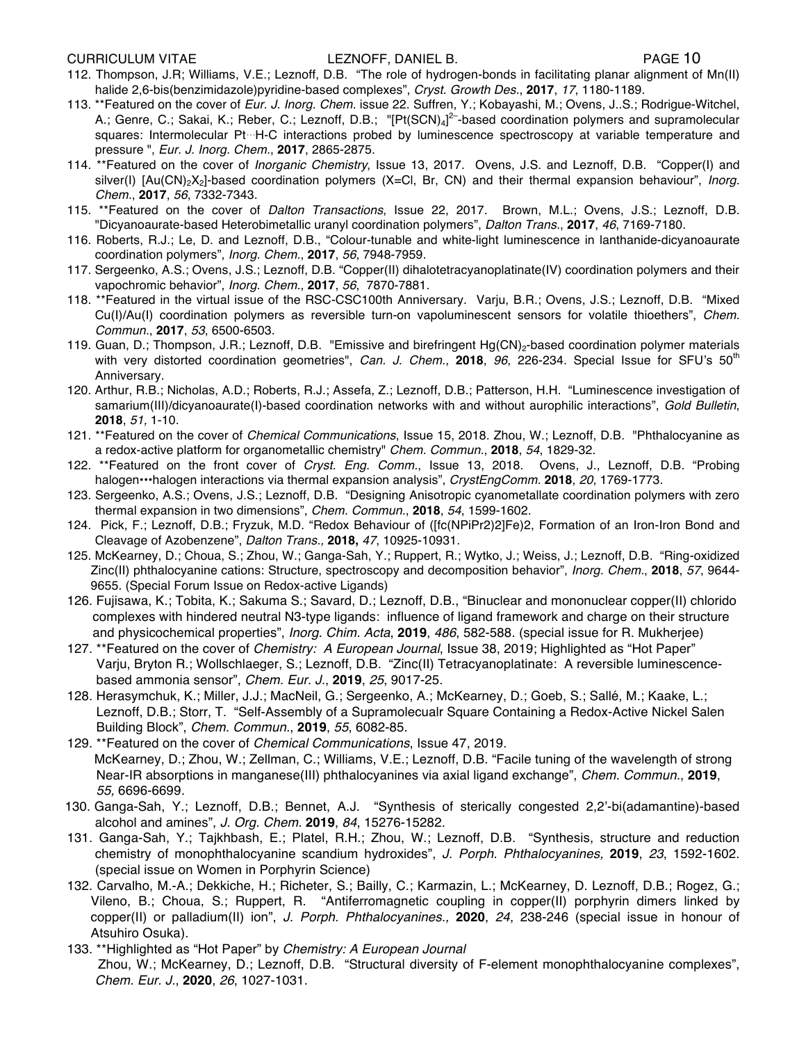112. Thompson, J.R; Williams, V.E.; Leznoff, D.B. "The role of hydrogen-bonds in facilitating planar alignment of Mn(II) halide 2,6-bis(benzimidazole)pyridine-based complexes", *Cryst. Growth Des.*, **2017**, *17*, 1180-1189.
113. **Featured on the cover of *Eur. J. Inorg. Chem.* issue 22. Suffren, Y.; Kobayashi, M.; Ovens, J..S.; Rodrigue-Witchel, A.; Genre, C.; Sakai, K.; Reber, C.; Leznoff, D.B.; "$[Pt(SCN)_4]^{2-}$-based coordination polymers and supramolecular squares: Intermolecular Pt···H-C interactions probed by luminescence spectroscopy at variable temperature and pressure ", *Eur. J. Inorg. Chem.*, **2017**, 2865-2875.
114. **Featured on the cover of *Inorganic Chemistry*, Issue 13, 2017. Ovens, J.S. and Leznoff, D.B. "Copper(I) and silver(I) $[Au(CN)_2X_2]$-based coordination polymers (X=Cl, Br, CN) and their thermal expansion behaviour", *Inorg. Chem.*, **2017**, *56*, 7332-7343.
115. **Featured on the cover of *Dalton Transactions*, Issue 22, 2017. Brown, M.L.; Ovens, J.S.; Leznoff, D.B. "Dicyanoaurate-based Heterobimetallic uranyl coordination polymers", *Dalton Trans.*, **2017**, *46*, 7169-7180.
116. Roberts, R.J.; Le, D. and Leznoff, D.B., "Colour-tunable and white-light luminescence in lanthanide-dicyanoaurate coordination polymers", *Inorg. Chem.*, **2017**, *56*, 7948-7959.
117. Sergeenko, A.S.; Ovens, J.S.; Leznoff, D.B. "Copper(II) dihalotetracyanoplatinate(IV) coordination polymers and their vapochromic behavior", *Inorg. Chem.*, **2017**, *56*, 7870-7881.
118. **Featured in the virtual issue of the RSC-CSC100th Anniversary. Varju, B.R.; Ovens, J.S.; Leznoff, D.B. "Mixed Cu(I)/Au(I) coordination polymers as reversible turn-on vapoluminescent sensors for volatile thioethers", *Chem. Commun.*, **2017**, *53*, 6500-6503.
119. Guan, D.; Thompson, J.R.; Leznoff, D.B. "Emissive and birefringent $Hg(CN)_2$-based coordination polymer materials with very distorted coordination geometries", *Can. J. Chem.*, **2018**, *96*, 226-234. Special Issue for SFU's 50[th] Anniversary.
120. Arthur, R.B.; Nicholas, A.D.; Roberts, R.J.; Assefa, Z.; Leznoff, D.B.; Patterson, H.H. "Luminescence investigation of samarium(III)/dicyanoaurate(I)-based coordination networks with and without aurophilic interactions", *Gold Bulletin*, **2018**, *51*, 1-10.
121. **Featured on the cover of *Chemical Communications*, Issue 15, 2018. Zhou, W.; Leznoff, D.B. "Phthalocyanine as a redox-active platform for organometallic chemistry" *Chem. Commun.*, **2018**, *54*, 1829-32.
122. **Featured on the front cover of *Cryst. Eng. Comm.*, Issue 13, 2018. Ovens, J., Leznoff, D.B. "Probing halogen•••halogen interactions via thermal expansion analysis", *CrystEngComm.* **2018**, *20*, 1769-1773.
123. Sergeenko, A.S.; Ovens, J.S.; Leznoff, D.B. "Designing Anisotropic cyanometallate coordination polymers with zero thermal expansion in two dimensions", *Chem. Commun.*, **2018**, *54*, 1599-1602.
124. Pick, F.; Leznoff, D.B.; Fryzuk, M.D. "Redox Behaviour of ([fc(NPiPr2)2]Fe)2, Formation of an Iron-Iron Bond and Cleavage of Azobenzene", *Dalton Trans.,* **2018,** *47*, 10925-10931.
125. McKearney, D.; Choua, S.; Zhou, W.; Ganga-Sah, Y.; Ruppert, R.; Wytko, J.; Weiss, J.; Leznoff, D.B. "Ring-oxidized Zinc(II) phthalocyanine cations: Structure, spectroscopy and decomposition behavior", *Inorg. Chem.*, **2018**, *57*, 9644-9655. (Special Forum Issue on Redox-active Ligands)
126. Fujisawa, K.; Tobita, K.; Sakuma S.; Savard, D.; Leznoff, D.B., "Binuclear and mononuclear copper(II) chlorido complexes with hindered neutral N3-type ligands: influence of ligand framework and charge on their structure and physicochemical properties", *Inorg. Chim. Acta*, **2019**, *486*, 582-588. (special issue for R. Mukherjee)
127. **Featured on the cover of *Chemistry: A European Journal*, Issue 38, 2019; Highlighted as "Hot Paper" Varju, Bryton R.; Wollschlaeger, S.; Leznoff, D.B. "Zinc(II) Tetracyanoplatinate: A reversible luminescence-based ammonia sensor", *Chem. Eur. J.*, **2019**, *25*, 9017-25.
128. Herasymchuk, K.; Miller, J.J.; MacNeil, G.; Sergeenko, A.; McKearney, D.; Goeb, S.; Sallé, M.; Kaake, L.; Leznoff, D.B.; Storr, T. "Self-Assembly of a Supramolecualr Square Containing a Redox-Active Nickel Salen Building Block", *Chem. Commun.*, **2019**, *55*, 6082-85.
129. **Featured on the cover of *Chemical Communications*, Issue 47, 2019. McKearney, D.; Zhou, W.; Zellman, C.; Williams, V.E.; Leznoff, D.B. "Facile tuning of the wavelength of strong Near-IR absorptions in manganese(III) phthalocyanines via axial ligand exchange", *Chem. Commun.*, **2019**, *55,* 6696-6699.
130. Ganga-Sah, Y.; Leznoff, D.B.; Bennet, A.J. "Synthesis of sterically congested 2,2'-bi(adamantine)-based alcohol and amines", *J. Org. Chem.* **2019**, *84*, 15276-15282.
131. Ganga-Sah, Y.; Tajkhbash, E.; Platel, R.H.; Zhou, W.; Leznoff, D.B. "Synthesis, structure and reduction chemistry of monophthalocyanine scandium hydroxides", *J. Porph. Phthalocyanines,* **2019**, *23*, 1592-1602. (special issue on Women in Porphyrin Science)
132. Carvalho, M.-A.; Dekkiche, H.; Richeter, S.; Bailly, C.; Karmazin, L.; McKearney, D. Leznoff, D.B.; Rogez, G.; Vileno, B.; Choua, S.; Ruppert, R. "Antiferromagnetic coupling in copper(II) porphyrin dimers linked by copper(II) or palladium(II) ion", *J. Porph. Phthalocyanines.,* **2020**, *24*, 238-246 (special issue in honour of Atsuhiro Osuka).
133. **Highlighted as "Hot Paper" by *Chemistry: A European Journal* Zhou, W.; McKearney, D.; Leznoff, D.B. "Structural diversity of F-element monophthalocyanine complexes", *Chem. Eur. J.*, **2020**, *26*, 1027-1031.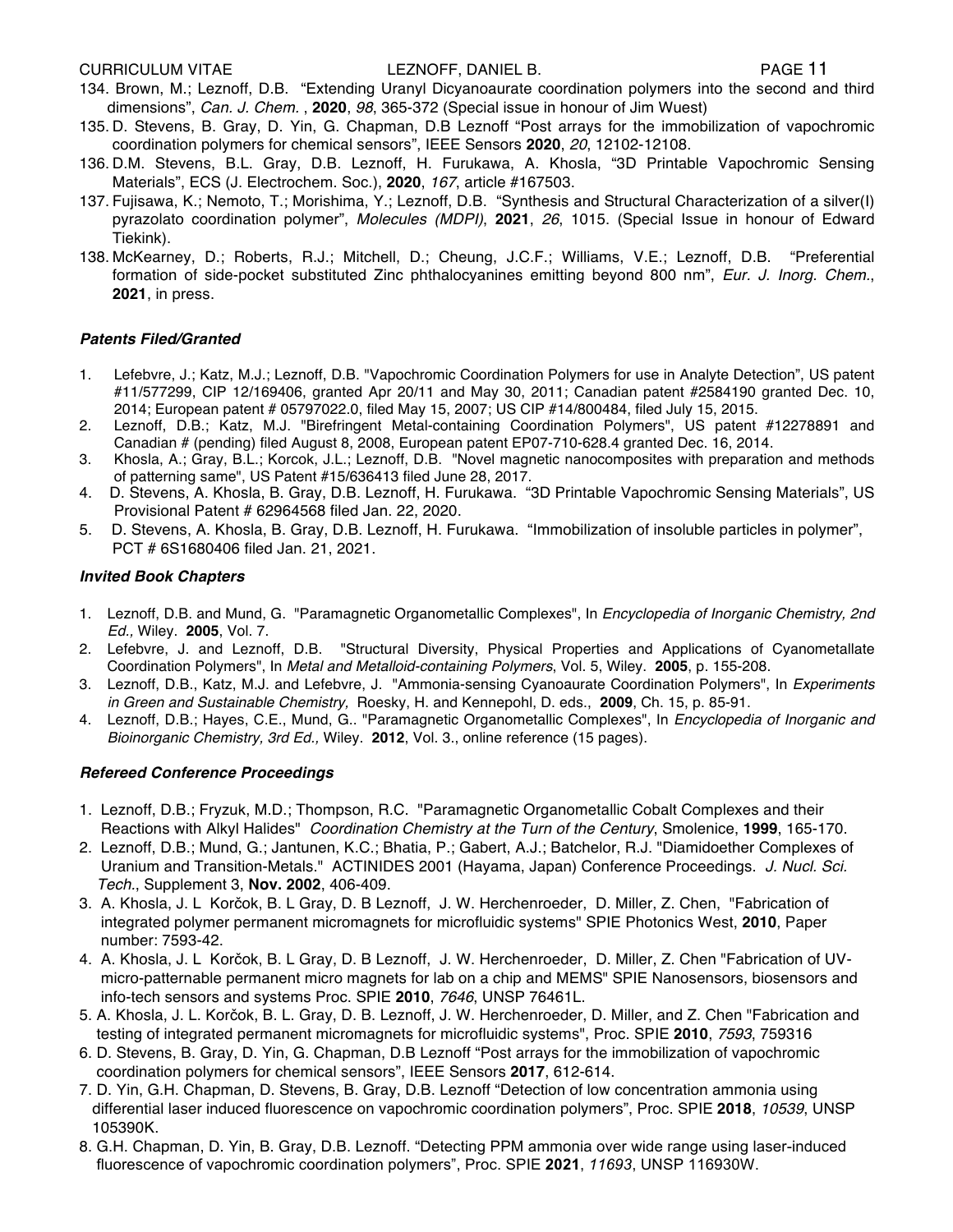134. Brown, M.; Leznoff, D.B. "Extending Uranyl Dicyanoaurate coordination polymers into the second and third dimensions", *Can. J. Chem.* , **2020**, *98*, 365-372 (Special issue in honour of Jim Wuest)

135. D. Stevens, B. Gray, D. Yin, G. Chapman, D.B Leznoff "Post arrays for the immobilization of vapochromic coordination polymers for chemical sensors", IEEE Sensors **2020**, *20*, 12102-12108.

136. D.M. Stevens, B.L. Gray, D.B. Leznoff, H. Furukawa, A. Khosla, "3D Printable Vapochromic Sensing Materials", ECS (J. Electrochem. Soc.), **2020**, *167*, article #167503.

137. Fujisawa, K.; Nemoto, T.; Morishima, Y.; Leznoff, D.B. "Synthesis and Structural Characterization of a silver(I) pyrazolato coordination polymer", *Molecules (MDPI)*, **2021**, *26*, 1015. (Special Issue in honour of Edward Tiekink).

138. McKearney, D.; Roberts, R.J.; Mitchell, D.; Cheung, J.C.F.; Williams, V.E.; Leznoff, D.B. "Preferential formation of side-pocket substituted Zinc phthalocyanines emitting beyond 800 nm", *Eur. J. Inorg. Chem.*, **2021**, in press.

### *Patents Filed/Granted*

1. Lefebvre, J.; Katz, M.J.; Leznoff, D.B. "Vapochromic Coordination Polymers for use in Analyte Detection", US patent #11/577299, CIP 12/169406, granted Apr 20/11 and May 30, 2011; Canadian patent #2584190 granted Dec. 10, 2014; European patent # 05797022.0, filed May 15, 2007; US CIP #14/800484, filed July 15, 2015.
2. Leznoff, D.B.; Katz, M.J. "Birefringent Metal-containing Coordination Polymers", US patent #12278891 and Canadian # (pending) filed August 8, 2008, European patent EP07-710-628.4 granted Dec. 16, 2014.
3. Khosla, A.; Gray, B.L.; Korcok, J.L.; Leznoff, D.B. "Novel magnetic nanocomposites with preparation and methods of patterning same", US Patent #15/636413 filed June 28, 2017.
4. D. Stevens, A. Khosla, B. Gray, D.B. Leznoff, H. Furukawa. "3D Printable Vapochromic Sensing Materials", US Provisional Patent # 62964568 filed Jan. 22, 2020.
5. D. Stevens, A. Khosla, B. Gray, D.B. Leznoff, H. Furukawa. "Immobilization of insoluble particles in polymer", PCT # 6S1680406 filed Jan. 21, 2021.

### *Invited Book Chapters*

1. Leznoff, D.B. and Mund, G. "Paramagnetic Organometallic Complexes", In *Encyclopedia of Inorganic Chemistry, 2nd Ed.,* Wiley. **2005**, Vol. 7.
2. Lefebvre, J. and Leznoff, D.B. "Structural Diversity, Physical Properties and Applications of Cyanometallate Coordination Polymers", In *Metal and Metalloid-containing Polymers*, Vol. 5, Wiley. **2005**, p. 155-208.
3. Leznoff, D.B., Katz, M.J. and Lefebvre, J. "Ammonia-sensing Cyanoaurate Coordination Polymers", In *Experiments in Green and Sustainable Chemistry,* Roesky, H. and Kennepohl, D. eds., **2009**, Ch. 15, p. 85-91.
4. Leznoff, D.B.; Hayes, C.E., Mund, G.. "Paramagnetic Organometallic Complexes", In *Encyclopedia of Inorganic and Bioinorganic Chemistry, 3rd Ed.,* Wiley. **2012**, Vol. 3., online reference (15 pages).

### *Refereed Conference Proceedings*

1. Leznoff, D.B.; Fryzuk, M.D.; Thompson, R.C. "Paramagnetic Organometallic Cobalt Complexes and their Reactions with Alkyl Halides" *Coordination Chemistry at the Turn of the Century*, Smolenice, **1999**, 165-170.
2. Leznoff, D.B.; Mund, G.; Jantunen, K.C.; Bhatia, P.; Gabert, A.J.; Batchelor, R.J. "Diamidoether Complexes of Uranium and Transition-Metals." ACTINIDES 2001 (Hayama, Japan) Conference Proceedings. *J. Nucl. Sci. Tech.*, Supplement 3, **Nov. 2002**, 406-409.
3. A. Khosla, J. L Korčok, B. L Gray, D. B Leznoff, J. W. Herchenroeder, D. Miller, Z. Chen, "Fabrication of integrated polymer permanent micromagnets for microfluidic systems" SPIE Photonics West, **2010**, Paper number: 7593-42.
4. A. Khosla, J. L Korčok, B. L Gray, D. B Leznoff, J. W. Herchenroeder, D. Miller, Z. Chen "Fabrication of UV-micro-patternable permanent micro magnets for lab on a chip and MEMS" SPIE Nanosensors, biosensors and info-tech sensors and systems Proc. SPIE **2010**, *7646*, UNSP 76461L.
5. A. Khosla, J. L. Korčok, B. L. Gray, D. B. Leznoff, J. W. Herchenroeder, D. Miller, and Z. Chen "Fabrication and testing of integrated permanent micromagnets for microfluidic systems", Proc. SPIE **2010**, *7593*, 759316
6. D. Stevens, B. Gray, D. Yin, G. Chapman, D.B Leznoff "Post arrays for the immobilization of vapochromic coordination polymers for chemical sensors", IEEE Sensors **2017**, 612-614.
7. D. Yin, G.H. Chapman, D. Stevens, B. Gray, D.B. Leznoff "Detection of low concentration ammonia using differential laser induced fluorescence on vapochromic coordination polymers", Proc. SPIE **2018**, *10539*, UNSP 105390K.
8. G.H. Chapman, D. Yin, B. Gray, D.B. Leznoff. "Detecting PPM ammonia over wide range using laser-induced fluorescence of vapochromic coordination polymers", Proc. SPIE **2021**, *11693*, UNSP 116930W.